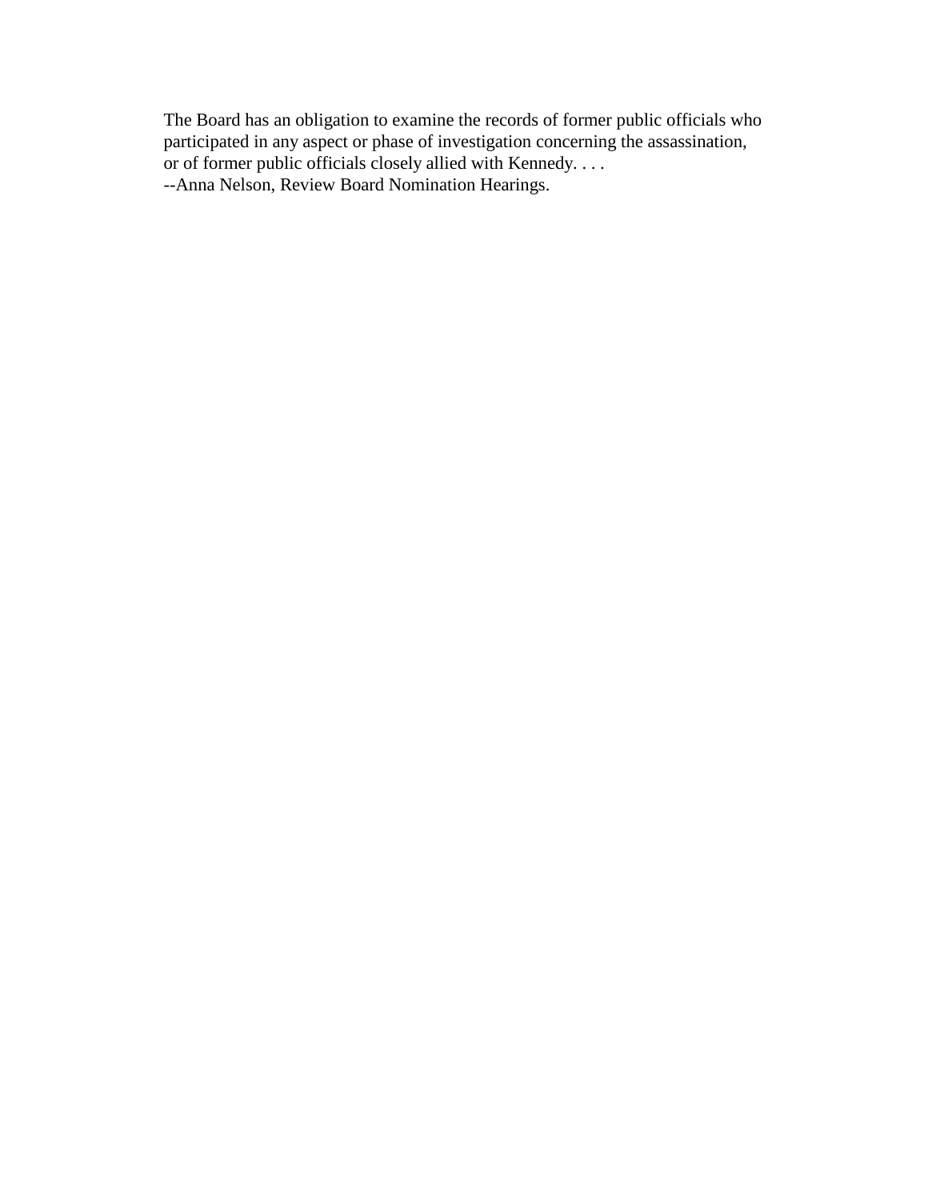The Board has an obligation to examine the records of former public officials who participated in any aspect or phase of investigation concerning the assassination, or of former public officials closely allied with Kennedy. . . .
--Anna Nelson, Review Board Nomination Hearings.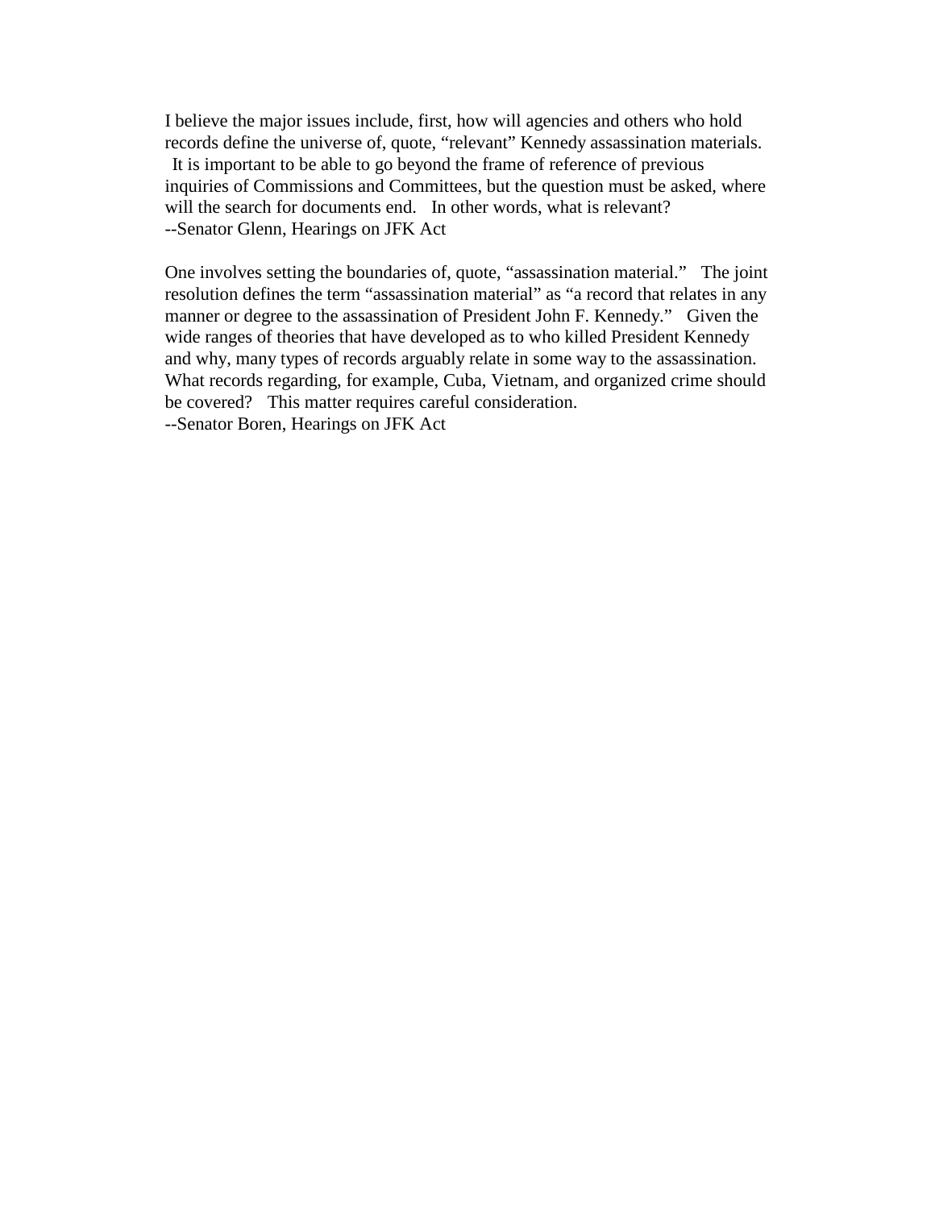I believe the major issues include, first, how will agencies and others who hold records define the universe of, quote, “relevant” Kennedy assassination materials. It is important to be able to go beyond the frame of reference of previous inquiries of Commissions and Committees, but the question must be asked, where will the search for documents end. In other words, what is relevant?
--Senator Glenn, Hearings on JFK Act

One involves setting the boundaries of, quote, “assassination material.” The joint resolution defines the term “assassination material” as “a record that relates in any manner or degree to the assassination of President John F. Kennedy.” Given the wide ranges of theories that have developed as to who killed President Kennedy and why, many types of records arguably relate in some way to the assassination. What records regarding, for example, Cuba, Vietnam, and organized crime should be covered? This matter requires careful consideration.
--Senator Boren, Hearings on JFK Act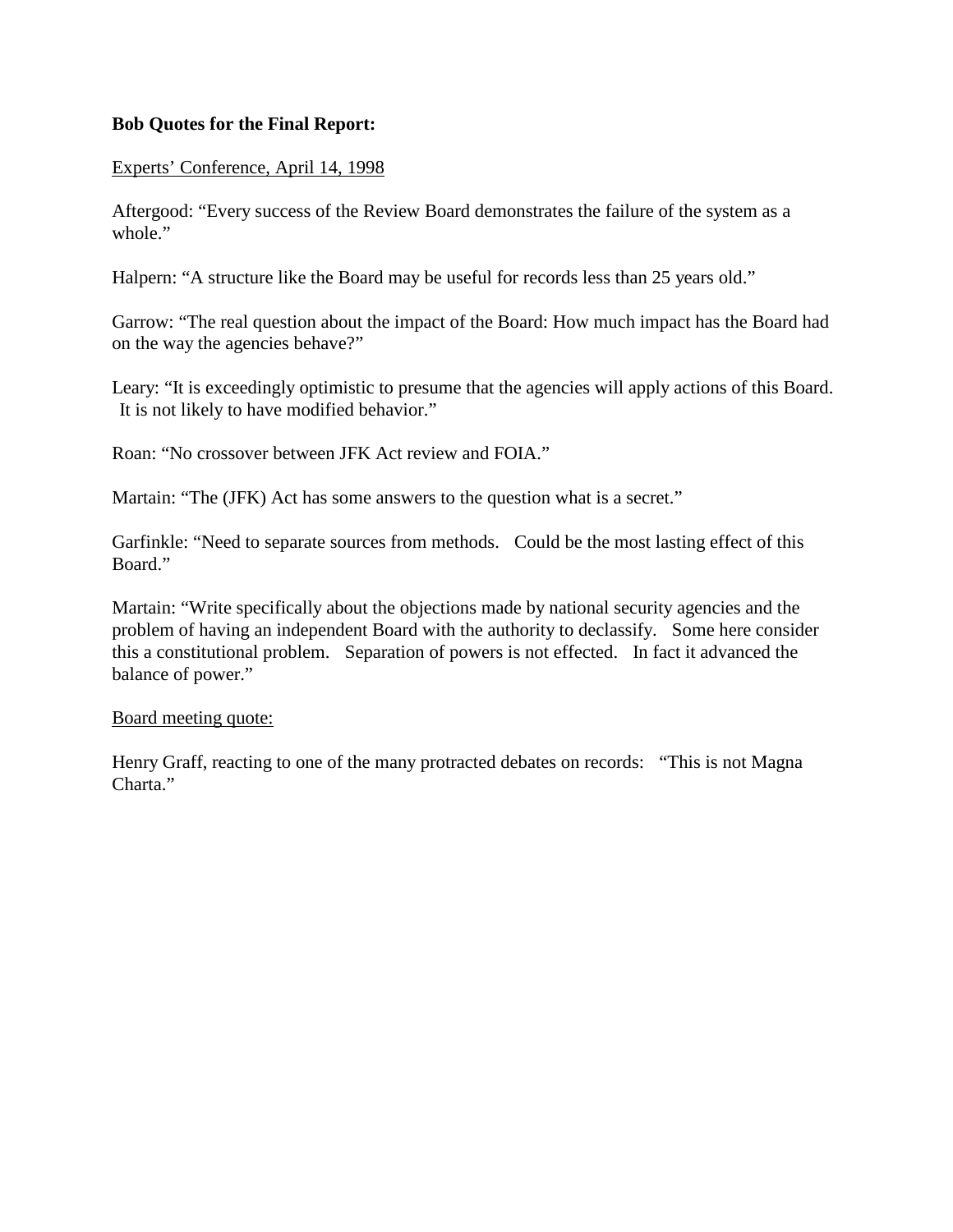**Bob Quotes for the Final Report:**

Experts' Conference, April 14, 1998

Aftergood: "Every success of the Review Board demonstrates the failure of the system as a whole."

Halpern: "A structure like the Board may be useful for records less than 25 years old."

Garrow: "The real question about the impact of the Board: How much impact has the Board had on the way the agencies behave?"

Leary: "It is exceedingly optimistic to presume that the agencies will apply actions of this Board. It is not likely to have modified behavior."

Roan: "No crossover between JFK Act review and FOIA."

Martain: "The (JFK) Act has some answers to the question what is a secret."

Garfinkle: "Need to separate sources from methods. Could be the most lasting effect of this Board."

Martain: "Write specifically about the objections made by national security agencies and the problem of having an independent Board with the authority to declassify. Some here consider this a constitutional problem. Separation of powers is not effected. In fact it advanced the balance of power."

Board meeting quote:

Henry Graff, reacting to one of the many protracted debates on records: "This is not Magna Charta."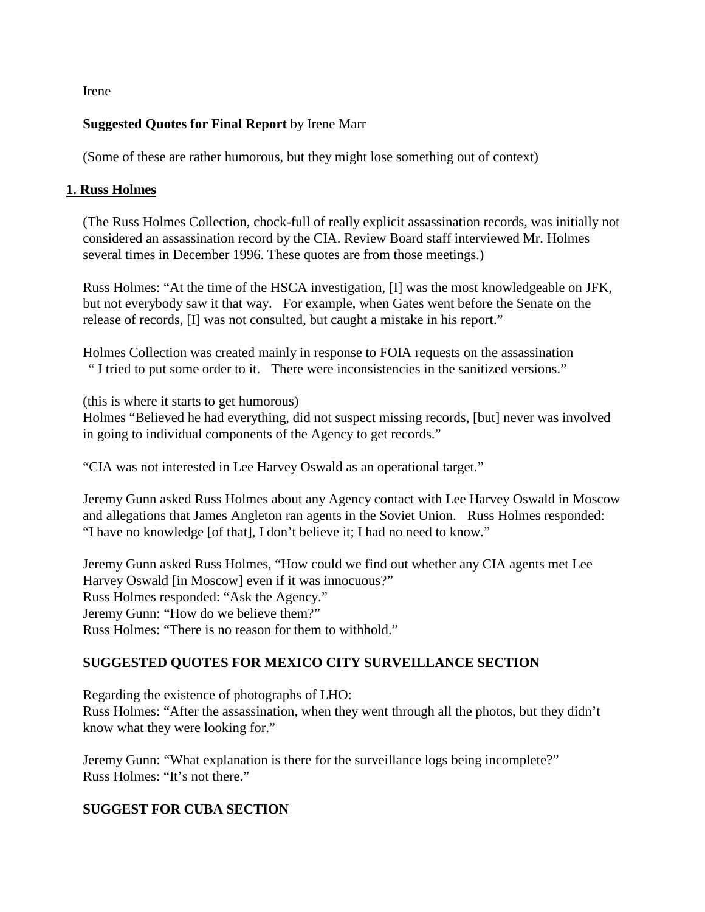Irene

**Suggested Quotes for Final Report** by Irene Marr

(Some of these are rather humorous, but they might lose something out of context)

## 1. Russ Holmes

(The Russ Holmes Collection, chock-full of really explicit assassination records, was initially not considered an assassination record by the CIA. Review Board staff interviewed Mr. Holmes several times in December 1996. These quotes are from those meetings.)

Russ Holmes: "At the time of the HSCA investigation, [I] was the most knowledgeable on JFK, but not everybody saw it that way. For example, when Gates went before the Senate on the release of records, [I] was not consulted, but caught a mistake in his report."

Holmes Collection was created mainly in response to FOIA requests on the assassination " I tried to put some order to it. There were inconsistencies in the sanitized versions."

(this is where it starts to get humorous)
Holmes "Believed he had everything, did not suspect missing records, [but] never was involved in going to individual components of the Agency to get records."

"CIA was not interested in Lee Harvey Oswald as an operational target."

Jeremy Gunn asked Russ Holmes about any Agency contact with Lee Harvey Oswald in Moscow and allegations that James Angleton ran agents in the Soviet Union. Russ Holmes responded: "I have no knowledge [of that], I don't believe it; I had no need to know."

Jeremy Gunn asked Russ Holmes, "How could we find out whether any CIA agents met Lee Harvey Oswald [in Moscow] even if it was innocuous?"
Russ Holmes responded: "Ask the Agency."
Jeremy Gunn: "How do we believe them?"
Russ Holmes: "There is no reason for them to withhold."

### SUGGESTED QUOTES FOR MEXICO CITY SURVEILLANCE SECTION

Regarding the existence of photographs of LHO:
Russ Holmes: "After the assassination, when they went through all the photos, but they didn't know what they were looking for."

Jeremy Gunn: "What explanation is there for the surveillance logs being incomplete?"
Russ Holmes: "It's not there."

### SUGGEST FOR CUBA SECTION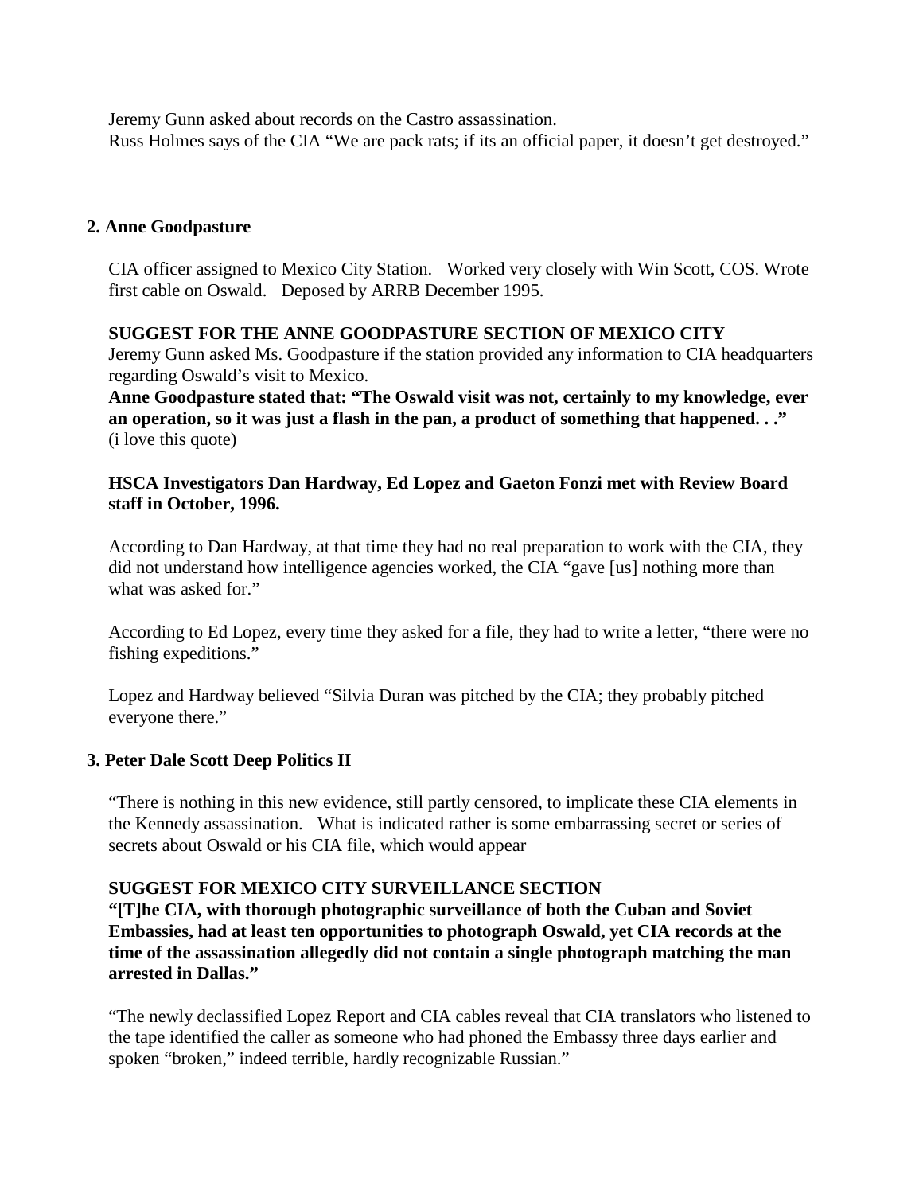Jeremy Gunn asked about records on the Castro assassination.
Russ Holmes says of the CIA "We are pack rats; if its an official paper, it doesn't get destroyed."

**2. Anne Goodpasture**

CIA officer assigned to Mexico City Station. Worked very closely with Win Scott, COS. Wrote first cable on Oswald. Deposed by ARRB December 1995.

**SUGGEST FOR THE ANNE GOODPASTURE SECTION OF MEXICO CITY**
Jeremy Gunn asked Ms. Goodpasture if the station provided any information to CIA headquarters regarding Oswald's visit to Mexico.
**Anne Goodpasture stated that: "The Oswald visit was not, certainly to my knowledge, ever an operation, so it was just a flash in the pan, a product of something that happened. . ."**
(i love this quote)

**HSCA Investigators Dan Hardway, Ed Lopez and Gaeton Fonzi met with Review Board staff in October, 1996.**

According to Dan Hardway, at that time they had no real preparation to work with the CIA, they did not understand how intelligence agencies worked, the CIA "gave [us] nothing more than what was asked for."

According to Ed Lopez, every time they asked for a file, they had to write a letter, "there were no fishing expeditions."

Lopez and Hardway believed "Silvia Duran was pitched by the CIA; they probably pitched everyone there."

**3. Peter Dale Scott Deep Politics II**

"There is nothing in this new evidence, still partly censored, to implicate these CIA elements in the Kennedy assassination. What is indicated rather is some embarrassing secret or series of secrets about Oswald or his CIA file, which would appear

**SUGGEST FOR MEXICO CITY SURVEILLANCE SECTION**
**"[T]he CIA, with thorough photographic surveillance of both the Cuban and Soviet Embassies, had at least ten opportunities to photograph Oswald, yet CIA records at the time of the assassination allegedly did not contain a single photograph matching the man arrested in Dallas."**

"The newly declassified Lopez Report and CIA cables reveal that CIA translators who listened to the tape identified the caller as someone who had phoned the Embassy three days earlier and spoken "broken," indeed terrible, hardly recognizable Russian."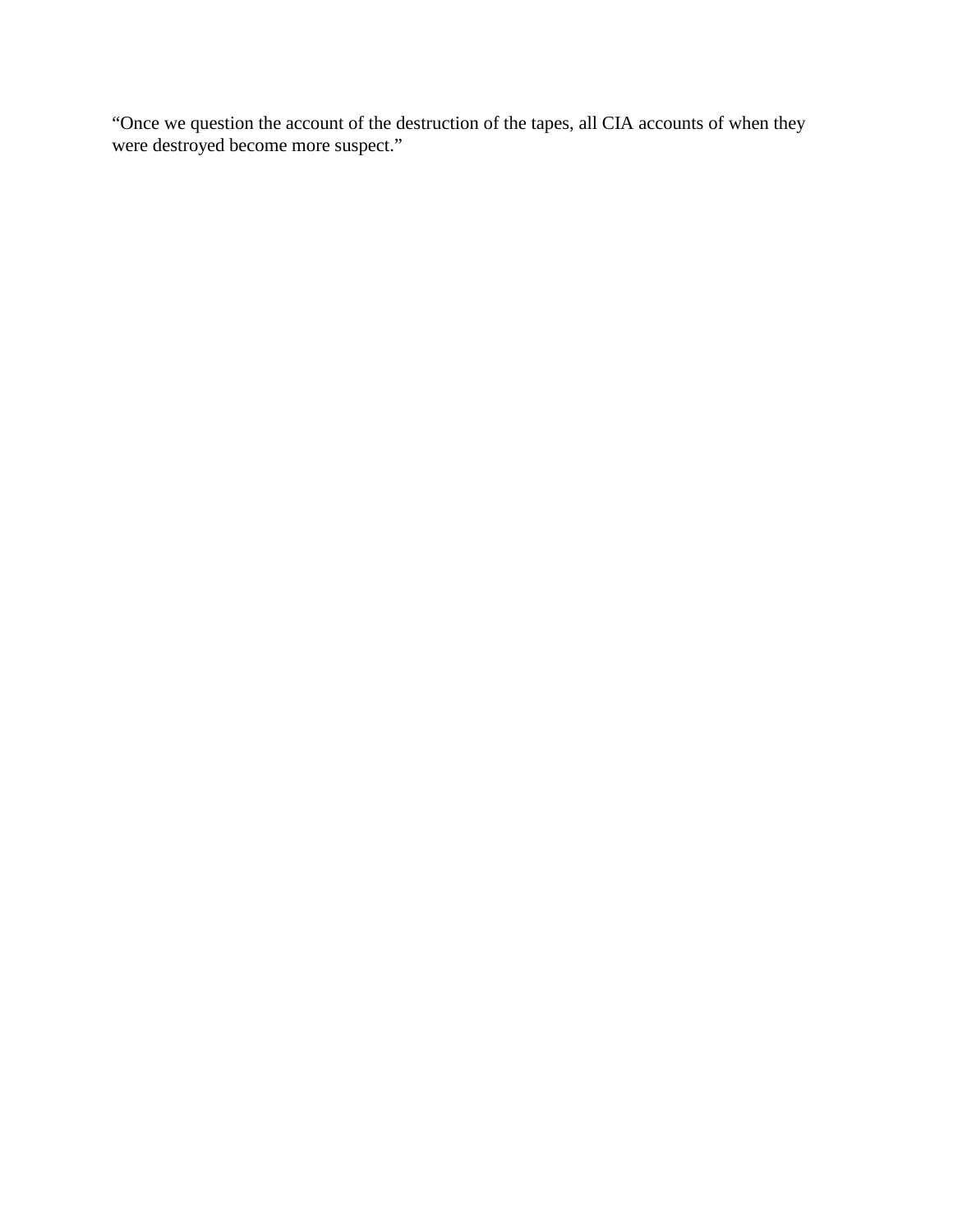"Once we question the account of the destruction of the tapes, all CIA accounts of when they were destroyed become more suspect."